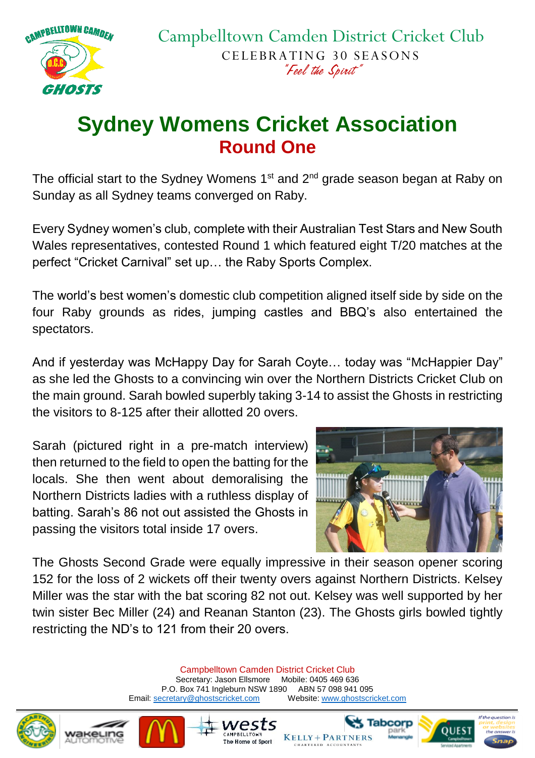Campbelltown Camden District Cricket Club

CELEBRATING 30 SEASONS

*"Feel the Spirit"*

# Sydney Womens Cricket Association

## Round One

The official start to the Sydney Womens 1st and 2nd grade season began at Raby on Sunday as all Sydney teams converged on Raby.

Every Sydney women's club, complete with their Australian Test Stars and New South Wales representatives, contested Round 1 which featured eight T/20 matches at the perfect "Cricket Carnival" set up… the Raby Sports Complex.

The world's best women's domestic club competition aligned itself side by side on the four Raby grounds as rides, jumping castles and BBQ's also entertained the spectators.

And if yesterday was McHappy Day for Sarah Coyte… today was "McHappier Day" as she led the Ghosts to a convincing win over the Northern Districts Cricket Club on the main ground. Sarah bowled superbly taking 3-14 to assist the Ghosts in restricting the visitors to 8-125 after their allotted 20 overs.

Sarah (pictured right in a pre-match interview) then returned to the field to open the batting for the locals. She then went about demoralising the Northern Districts ladies with a ruthless display of batting. Sarah's 86 not out assisted the Ghosts in passing the visitors total inside 17 overs.

The Ghosts Second Grade were equally impressive in their season opener scoring 152 for the loss of 2 wickets off their twenty overs against Northern Districts. Kelsey Miller was the star with the bat scoring 82 not out. Kelsey was well supported by her twin sister Bec Miller (24) and Reanan Stanton (23). The Ghosts girls bowled tightly restricting the ND's to 121 from their 20 overs.

Campbelltown Camden District Cricket Club
Secretary: Jason Ellsmore Mobile: 0405 469 636
P.O. Box 741 Ingleburn NSW 1890 ABN 57 098 941 095
Email: secretary@ghostscricket.com Website: www.ghostscricket.com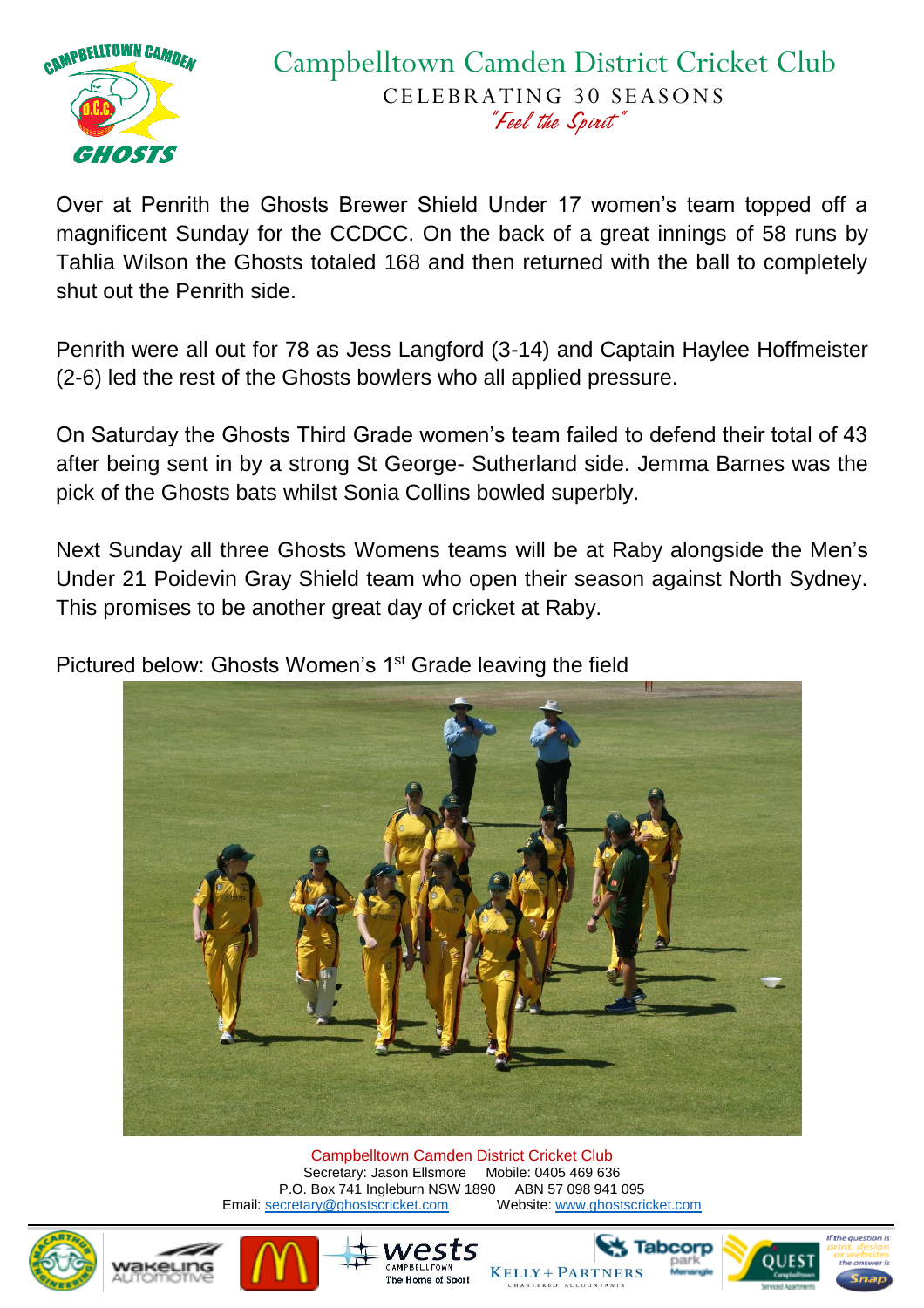Campbelltown Camden District Cricket Club

CELEBRATING 30 SEASONS

*"Feel the Spirit"*

Over at Penrith the Ghosts Brewer Shield Under 17 women's team topped off a magnificent Sunday for the CCDCC. On the back of a great innings of 58 runs by Tahlia Wilson the Ghosts totaled 168 and then returned with the ball to completely shut out the Penrith side.

Penrith were all out for 78 as Jess Langford (3-14) and Captain Haylee Hoffmeister (2-6) led the rest of the Ghosts bowlers who all applied pressure.

On Saturday the Ghosts Third Grade women's team failed to defend their total of 43 after being sent in by a strong St George- Sutherland side. Jemma Barnes was the pick of the Ghosts bats whilst Sonia Collins bowled superbly.

Next Sunday all three Ghosts Womens teams will be at Raby alongside the Men's Under 21 Poidevin Gray Shield team who open their season against North Sydney. This promises to be another great day of cricket at Raby.

Pictured below: Ghosts Women's 1st Grade leaving the field

Campbelltown Camden District Cricket Club
Secretary: Jason Ellsmore Mobile: 0405 469 636
P.O. Box 741 Ingleburn NSW 1890 ABN 57 098 941 095
Email: secretary@ghostscricket.com Website: www.ghostscricket.com